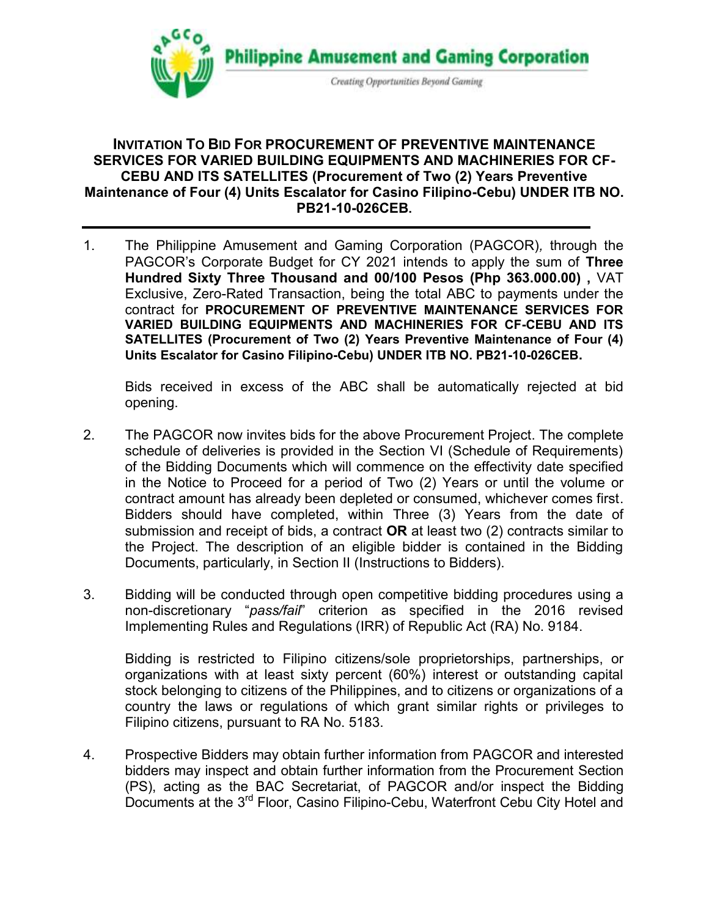**Philippine Amusement and Gaming Corporation**

*Creating Opportunities Beyond Gaming*

## INVITATION TO BID FOR PROCUREMENT OF PREVENTIVE MAINTENANCE SERVICES FOR VARIED BUILDING EQUIPMENTS AND MACHINERIES FOR CF-CEBU AND ITS SATELLITES (Procurement of Two (2) Years Preventive Maintenance of Four (4) Units Escalator for Casino Filipino-Cebu) UNDER ITB NO. PB21-10-026CEB.

1. The Philippine Amusement and Gaming Corporation (PAGCOR), through the PAGCOR's Corporate Budget for CY 2021 intends to apply the sum of **Three Hundred Sixty Three Thousand and 00/100 Pesos (Php 363.000.00) ,** VAT Exclusive, Zero-Rated Transaction, being the total ABC to payments under the contract for **PROCUREMENT OF PREVENTIVE MAINTENANCE SERVICES FOR VARIED BUILDING EQUIPMENTS AND MACHINERIES FOR CF-CEBU AND ITS SATELLITES (Procurement of Two (2) Years Preventive Maintenance of Four (4) Units Escalator for Casino Filipino-Cebu) UNDER ITB NO. PB21-10-026CEB.**

   Bids received in excess of the ABC shall be automatically rejected at bid opening.

2. The PAGCOR now invites bids for the above Procurement Project. The complete schedule of deliveries is provided in the Section VI (Schedule of Requirements) of the Bidding Documents which will commence on the effectivity date specified in the Notice to Proceed for a period of Two (2) Years or until the volume or contract amount has already been depleted or consumed, whichever comes first. Bidders should have completed, within Three (3) Years from the date of submission and receipt of bids, a contract **OR** at least two (2) contracts similar to the Project. The description of an eligible bidder is contained in the Bidding Documents, particularly, in Section II (Instructions to Bidders).

3. Bidding will be conducted through open competitive bidding procedures using a non-discretionary "*pass/fail*" criterion as specified in the 2016 revised Implementing Rules and Regulations (IRR) of Republic Act (RA) No. 9184.

   Bidding is restricted to Filipino citizens/sole proprietorships, partnerships, or organizations with at least sixty percent (60%) interest or outstanding capital stock belonging to citizens of the Philippines, and to citizens or organizations of a country the laws or regulations of which grant similar rights or privileges to Filipino citizens, pursuant to RA No. 5183.

4. Prospective Bidders may obtain further information from PAGCOR and interested bidders may inspect and obtain further information from the Procurement Section (PS), acting as the BAC Secretariat, of PAGCOR and/or inspect the Bidding Documents at the 3rd Floor, Casino Filipino-Cebu, Waterfront Cebu City Hotel and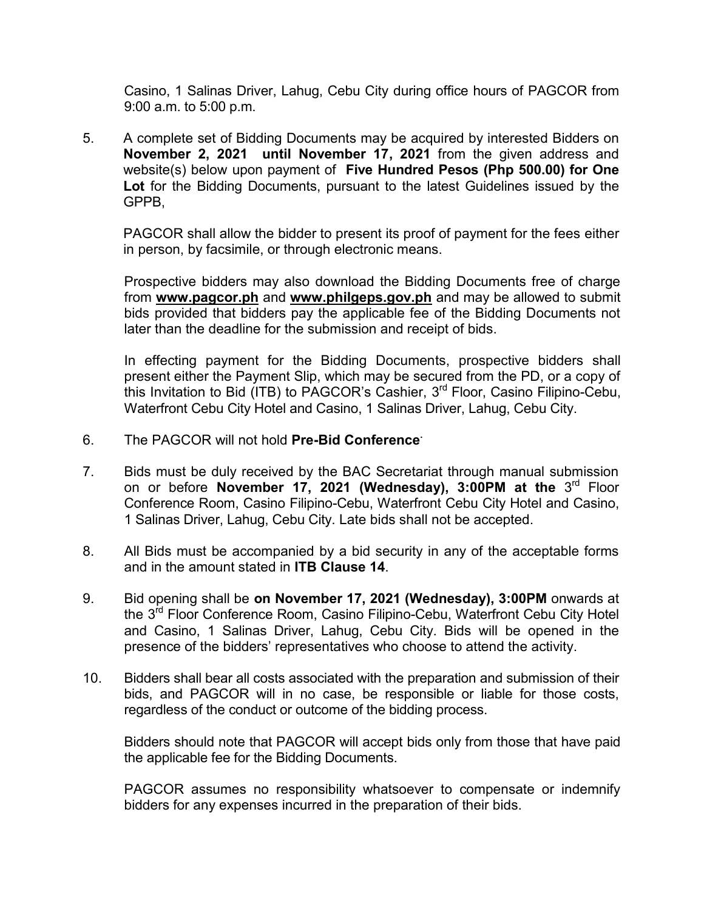Casino, 1 Salinas Driver, Lahug, Cebu City during office hours of PAGCOR from 9:00 a.m. to 5:00 p.m.

5. A complete set of Bidding Documents may be acquired by interested Bidders on **November 2, 2021 until November 17, 2021** from the given address and website(s) below upon payment of **Five Hundred Pesos (Php 500.00) for One Lot** for the Bidding Documents, pursuant to the latest Guidelines issued by the GPPB,

   PAGCOR shall allow the bidder to present its proof of payment for the fees either in person, by facsimile, or through electronic means.

   Prospective bidders may also download the Bidding Documents free of charge from **www.pagcor.ph** and **www.philgeps.gov.ph** and may be allowed to submit bids provided that bidders pay the applicable fee of the Bidding Documents not later than the deadline for the submission and receipt of bids.

   In effecting payment for the Bidding Documents, prospective bidders shall present either the Payment Slip, which may be secured from the PD, or a copy of this Invitation to Bid (ITB) to PAGCOR's Cashier, 3rd Floor, Casino Filipino-Cebu, Waterfront Cebu City Hotel and Casino, 1 Salinas Driver, Lahug, Cebu City.

6. The PAGCOR will not hold **Pre-Bid Conference**.

7. Bids must be duly received by the BAC Secretariat through manual submission on or before **November 17, 2021 (Wednesday), 3:00PM at the** 3rd Floor Conference Room, Casino Filipino-Cebu, Waterfront Cebu City Hotel and Casino, 1 Salinas Driver, Lahug, Cebu City. Late bids shall not be accepted.

8. All Bids must be accompanied by a bid security in any of the acceptable forms and in the amount stated in **ITB Clause 14**.

9. Bid opening shall be **on November 17, 2021 (Wednesday), 3:00PM** onwards at the 3rd Floor Conference Room, Casino Filipino-Cebu, Waterfront Cebu City Hotel and Casino, 1 Salinas Driver, Lahug, Cebu City. Bids will be opened in the presence of the bidders' representatives who choose to attend the activity.

10. Bidders shall bear all costs associated with the preparation and submission of their bids, and PAGCOR will in no case, be responsible or liable for those costs, regardless of the conduct or outcome of the bidding process.

    Bidders should note that PAGCOR will accept bids only from those that have paid the applicable fee for the Bidding Documents.

    PAGCOR assumes no responsibility whatsoever to compensate or indemnify bidders for any expenses incurred in the preparation of their bids.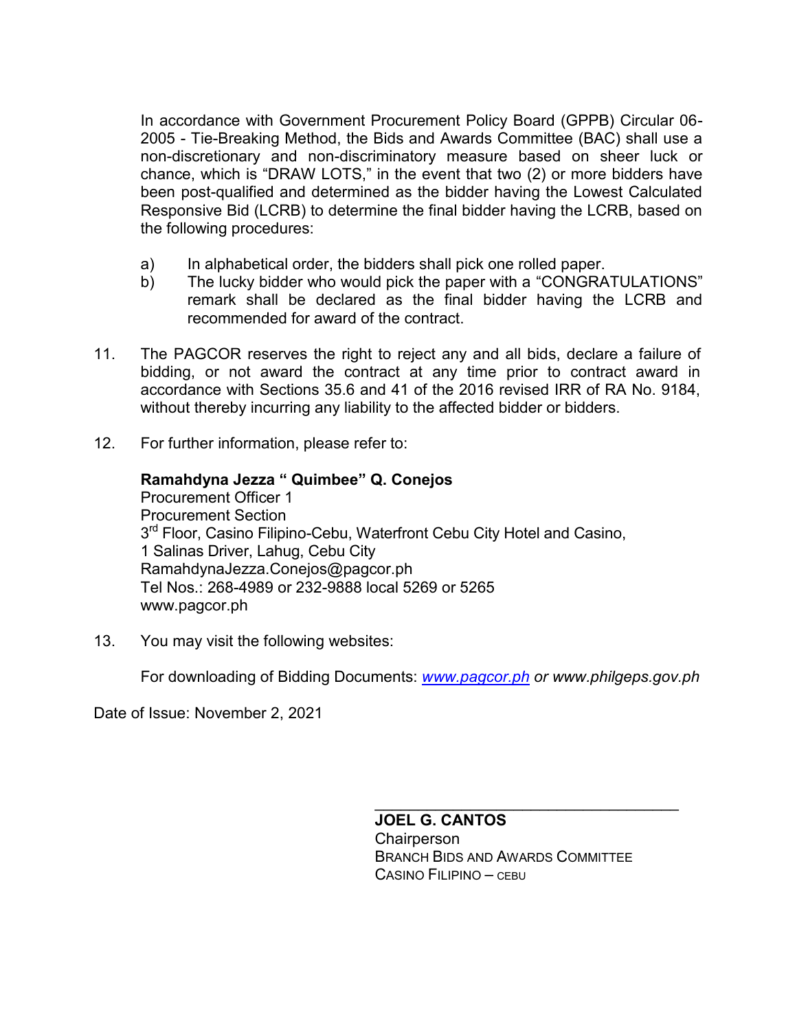In accordance with Government Procurement Policy Board (GPPB) Circular 06-2005 - Tie-Breaking Method, the Bids and Awards Committee (BAC) shall use a non-discretionary and non-discriminatory measure based on sheer luck or chance, which is "DRAW LOTS," in the event that two (2) or more bidders have been post-qualified and determined as the bidder having the Lowest Calculated Responsive Bid (LCRB) to determine the final bidder having the LCRB, based on the following procedures:

a) In alphabetical order, the bidders shall pick one rolled paper.
b) The lucky bidder who would pick the paper with a "CONGRATULATIONS" remark shall be declared as the final bidder having the LCRB and recommended for award of the contract.

11. The PAGCOR reserves the right to reject any and all bids, declare a failure of bidding, or not award the contract at any time prior to contract award in accordance with Sections 35.6 and 41 of the 2016 revised IRR of RA No. 9184, without thereby incurring any liability to the affected bidder or bidders.

12. For further information, please refer to:

    **Ramahdyna Jezza " Quimbee" Q. Conejos**
    Procurement Officer 1
    Procurement Section
    3rd Floor, Casino Filipino-Cebu, Waterfront Cebu City Hotel and Casino,
    1 Salinas Driver, Lahug, Cebu City
    RamahdynaJezza.Conejos@pagcor.ph
    Tel Nos.: 268-4989 or 232-9888 local 5269 or 5265
    www.pagcor.ph

13. You may visit the following websites:

    For downloading of Bidding Documents: *www.pagcor.ph or www.philgeps.gov.ph*

Date of Issue: November 2, 2021

**JOEL G. CANTOS**
Chairperson
BRANCH BIDS AND AWARDS COMMITTEE
CASINO FILIPINO – CEBU